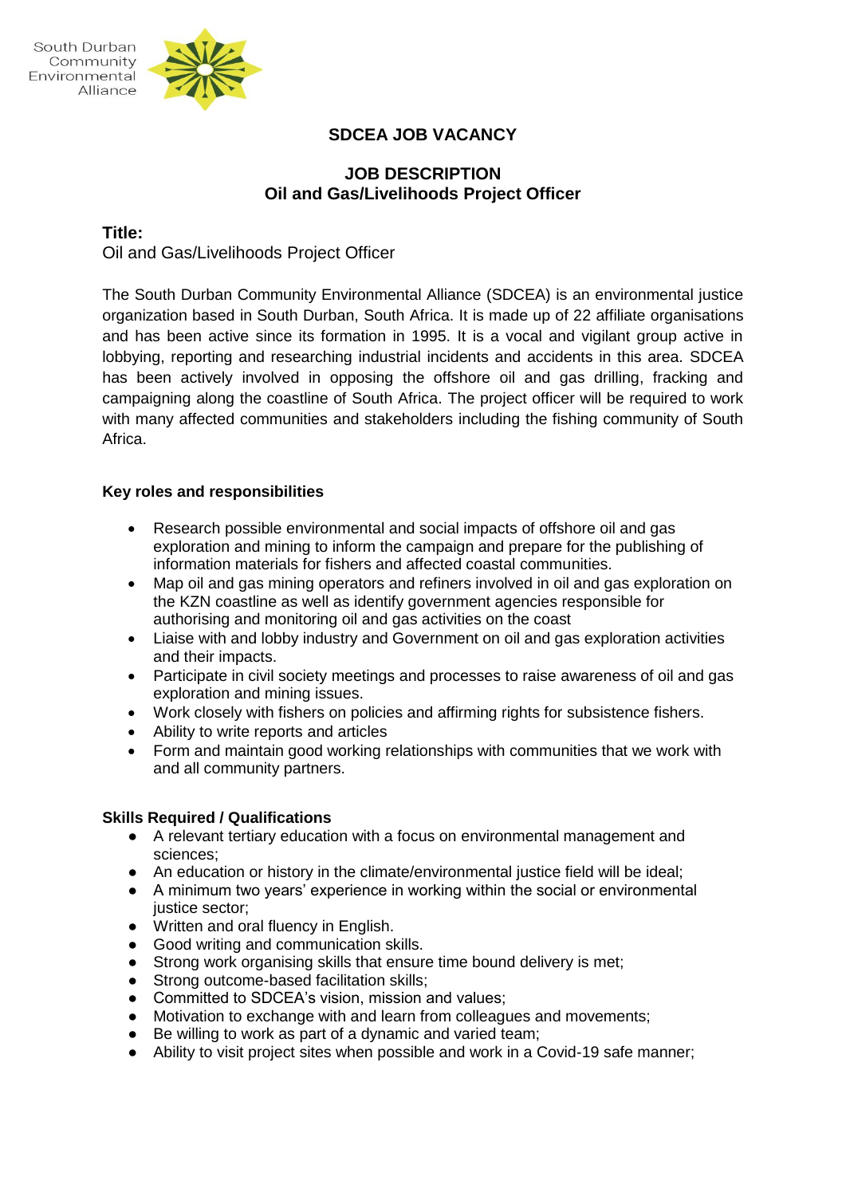South Durban Community Environmental Alliance

# SDCEA JOB VACANCY

## JOB DESCRIPTION
## Oil and Gas/Livelihoods Project Officer

**Title:**

Oil and Gas/Livelihoods Project Officer

The South Durban Community Environmental Alliance (SDCEA) is an environmental justice organization based in South Durban, South Africa. It is made up of 22 affiliate organisations and has been active since its formation in 1995. It is a vocal and vigilant group active in lobbying, reporting and researching industrial incidents and accidents in this area. SDCEA has been actively involved in opposing the offshore oil and gas drilling, fracking and campaigning along the coastline of South Africa. The project officer will be required to work with many affected communities and stakeholders including the fishing community of South Africa.

**Key roles and responsibilities**

- Research possible environmental and social impacts of offshore oil and gas exploration and mining to inform the campaign and prepare for the publishing of information materials for fishers and affected coastal communities.
- Map oil and gas mining operators and refiners involved in oil and gas exploration on the KZN coastline as well as identify government agencies responsible for authorising and monitoring oil and gas activities on the coast
- Liaise with and lobby industry and Government on oil and gas exploration activities and their impacts.
- Participate in civil society meetings and processes to raise awareness of oil and gas exploration and mining issues.
- Work closely with fishers on policies and affirming rights for subsistence fishers.
- Ability to write reports and articles
- Form and maintain good working relationships with communities that we work with and all community partners.

**Skills Required / Qualifications**

- A relevant tertiary education with a focus on environmental management and sciences;
- An education or history in the climate/environmental justice field will be ideal;
- A minimum two years' experience in working within the social or environmental justice sector;
- Written and oral fluency in English.
- Good writing and communication skills.
- Strong work organising skills that ensure time bound delivery is met;
- Strong outcome-based facilitation skills;
- Committed to SDCEA's vision, mission and values;
- Motivation to exchange with and learn from colleagues and movements;
- Be willing to work as part of a dynamic and varied team;
- Ability to visit project sites when possible and work in a Covid-19 safe manner;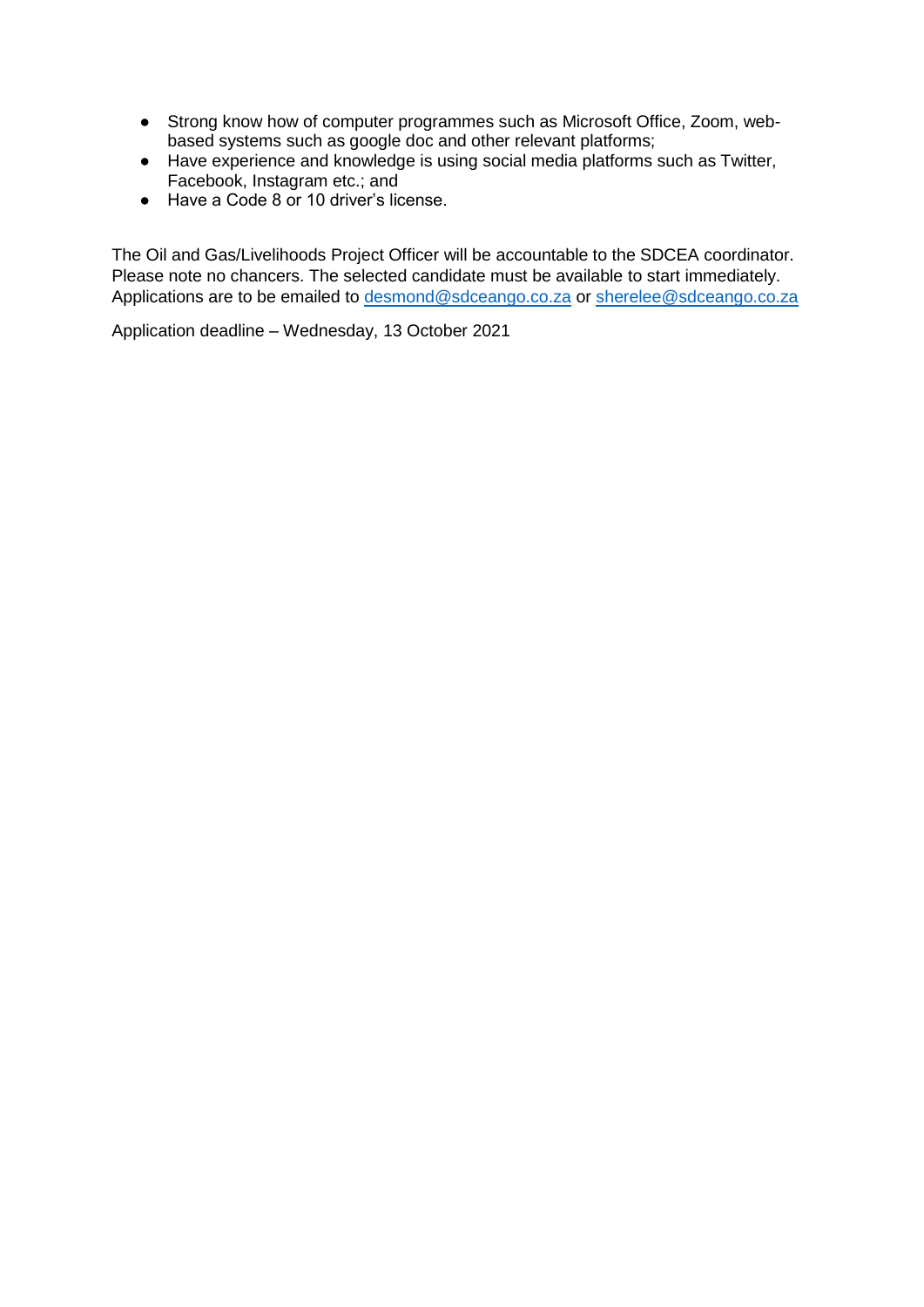- Strong know how of computer programmes such as Microsoft Office, Zoom, web-based systems such as google doc and other relevant platforms;
- Have experience and knowledge is using social media platforms such as Twitter, Facebook, Instagram etc.; and
- Have a Code 8 or 10 driver's license.

The Oil and Gas/Livelihoods Project Officer will be accountable to the SDCEA coordinator. Please note no chancers. The selected candidate must be available to start immediately. Applications are to be emailed to desmond@sdceango.co.za or sherelee@sdceango.co.za

Application deadline – Wednesday, 13 October 2021